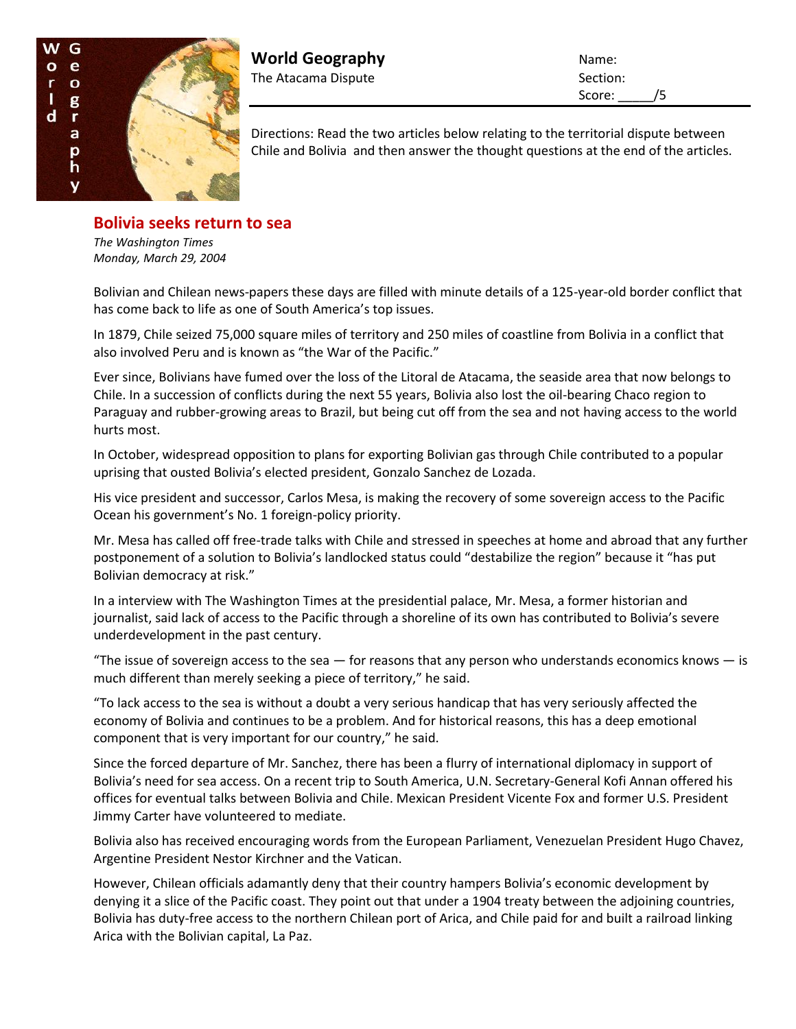# World Geography

The Atacama Dispute

Name:
Section:
Score: _____/5

Directions: Read the two articles below relating to the territorial dispute between Chile and Bolivia and then answer the thought questions at the end of the articles.

## Bolivia seeks return to sea

*The Washington Times*
*Monday, March 29, 2004*

Bolivian and Chilean news-papers these days are filled with minute details of a 125-year-old border conflict that has come back to life as one of South America's top issues.

In 1879, Chile seized 75,000 square miles of territory and 250 miles of coastline from Bolivia in a conflict that also involved Peru and is known as "the War of the Pacific."

Ever since, Bolivians have fumed over the loss of the Litoral de Atacama, the seaside area that now belongs to Chile. In a succession of conflicts during the next 55 years, Bolivia also lost the oil-bearing Chaco region to Paraguay and rubber-growing areas to Brazil, but being cut off from the sea and not having access to the world hurts most.

In October, widespread opposition to plans for exporting Bolivian gas through Chile contributed to a popular uprising that ousted Bolivia's elected president, Gonzalo Sanchez de Lozada.

His vice president and successor, Carlos Mesa, is making the recovery of some sovereign access to the Pacific Ocean his government's No. 1 foreign-policy priority.

Mr. Mesa has called off free-trade talks with Chile and stressed in speeches at home and abroad that any further postponement of a solution to Bolivia's landlocked status could "destabilize the region" because it "has put Bolivian democracy at risk."

In a interview with The Washington Times at the presidential palace, Mr. Mesa, a former historian and journalist, said lack of access to the Pacific through a shoreline of its own has contributed to Bolivia's severe underdevelopment in the past century.

"The issue of sovereign access to the sea — for reasons that any person who understands economics knows — is much different than merely seeking a piece of territory," he said.

"To lack access to the sea is without a doubt a very serious handicap that has very seriously affected the economy of Bolivia and continues to be a problem. And for historical reasons, this has a deep emotional component that is very important for our country," he said.

Since the forced departure of Mr. Sanchez, there has been a flurry of international diplomacy in support of Bolivia's need for sea access. On a recent trip to South America, U.N. Secretary-General Kofi Annan offered his offices for eventual talks between Bolivia and Chile. Mexican President Vicente Fox and former U.S. President Jimmy Carter have volunteered to mediate.

Bolivia also has received encouraging words from the European Parliament, Venezuelan President Hugo Chavez, Argentine President Nestor Kirchner and the Vatican.

However, Chilean officials adamantly deny that their country hampers Bolivia's economic development by denying it a slice of the Pacific coast. They point out that under a 1904 treaty between the adjoining countries, Bolivia has duty-free access to the northern Chilean port of Arica, and Chile paid for and built a railroad linking Arica with the Bolivian capital, La Paz.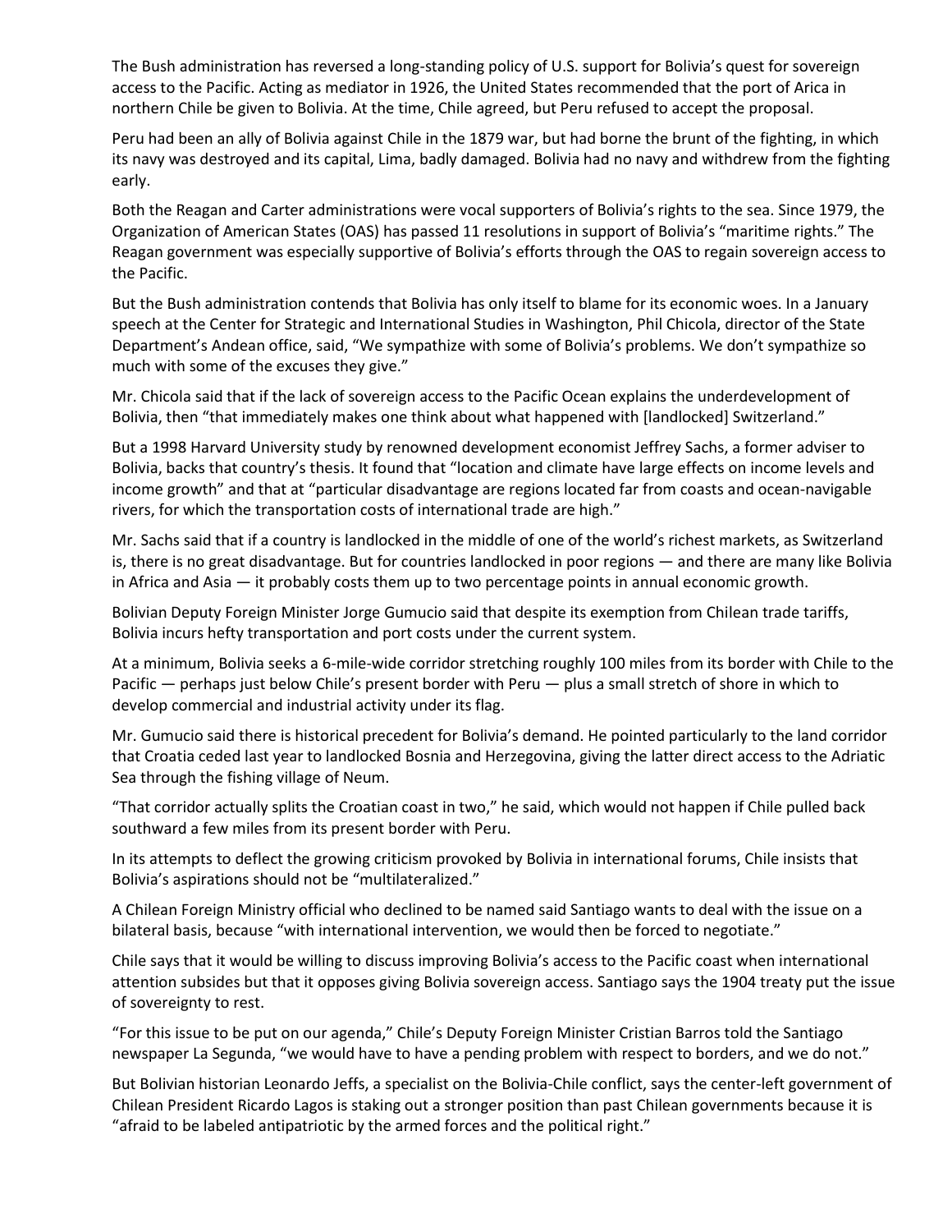The Bush administration has reversed a long-standing policy of U.S. support for Bolivia's quest for sovereign access to the Pacific. Acting as mediator in 1926, the United States recommended that the port of Arica in northern Chile be given to Bolivia. At the time, Chile agreed, but Peru refused to accept the proposal.

Peru had been an ally of Bolivia against Chile in the 1879 war, but had borne the brunt of the fighting, in which its navy was destroyed and its capital, Lima, badly damaged. Bolivia had no navy and withdrew from the fighting early.

Both the Reagan and Carter administrations were vocal supporters of Bolivia's rights to the sea. Since 1979, the Organization of American States (OAS) has passed 11 resolutions in support of Bolivia's "maritime rights." The Reagan government was especially supportive of Bolivia's efforts through the OAS to regain sovereign access to the Pacific.

But the Bush administration contends that Bolivia has only itself to blame for its economic woes. In a January speech at the Center for Strategic and International Studies in Washington, Phil Chicola, director of the State Department's Andean office, said, "We sympathize with some of Bolivia's problems. We don't sympathize so much with some of the excuses they give."

Mr. Chicola said that if the lack of sovereign access to the Pacific Ocean explains the underdevelopment of Bolivia, then "that immediately makes one think about what happened with [landlocked] Switzerland."

But a 1998 Harvard University study by renowned development economist Jeffrey Sachs, a former adviser to Bolivia, backs that country's thesis. It found that "location and climate have large effects on income levels and income growth" and that at "particular disadvantage are regions located far from coasts and ocean-navigable rivers, for which the transportation costs of international trade are high."

Mr. Sachs said that if a country is landlocked in the middle of one of the world's richest markets, as Switzerland is, there is no great disadvantage. But for countries landlocked in poor regions — and there are many like Bolivia in Africa and Asia — it probably costs them up to two percentage points in annual economic growth.

Bolivian Deputy Foreign Minister Jorge Gumucio said that despite its exemption from Chilean trade tariffs, Bolivia incurs hefty transportation and port costs under the current system.

At a minimum, Bolivia seeks a 6-mile-wide corridor stretching roughly 100 miles from its border with Chile to the Pacific — perhaps just below Chile's present border with Peru — plus a small stretch of shore in which to develop commercial and industrial activity under its flag.

Mr. Gumucio said there is historical precedent for Bolivia's demand. He pointed particularly to the land corridor that Croatia ceded last year to landlocked Bosnia and Herzegovina, giving the latter direct access to the Adriatic Sea through the fishing village of Neum.

"That corridor actually splits the Croatian coast in two," he said, which would not happen if Chile pulled back southward a few miles from its present border with Peru.

In its attempts to deflect the growing criticism provoked by Bolivia in international forums, Chile insists that Bolivia's aspirations should not be "multilateralized."

A Chilean Foreign Ministry official who declined to be named said Santiago wants to deal with the issue on a bilateral basis, because "with international intervention, we would then be forced to negotiate."

Chile says that it would be willing to discuss improving Bolivia's access to the Pacific coast when international attention subsides but that it opposes giving Bolivia sovereign access. Santiago says the 1904 treaty put the issue of sovereignty to rest.

"For this issue to be put on our agenda," Chile's Deputy Foreign Minister Cristian Barros told the Santiago newspaper La Segunda, "we would have to have a pending problem with respect to borders, and we do not."

But Bolivian historian Leonardo Jeffs, a specialist on the Bolivia-Chile conflict, says the center-left government of Chilean President Ricardo Lagos is staking out a stronger position than past Chilean governments because it is "afraid to be labeled antipatriotic by the armed forces and the political right."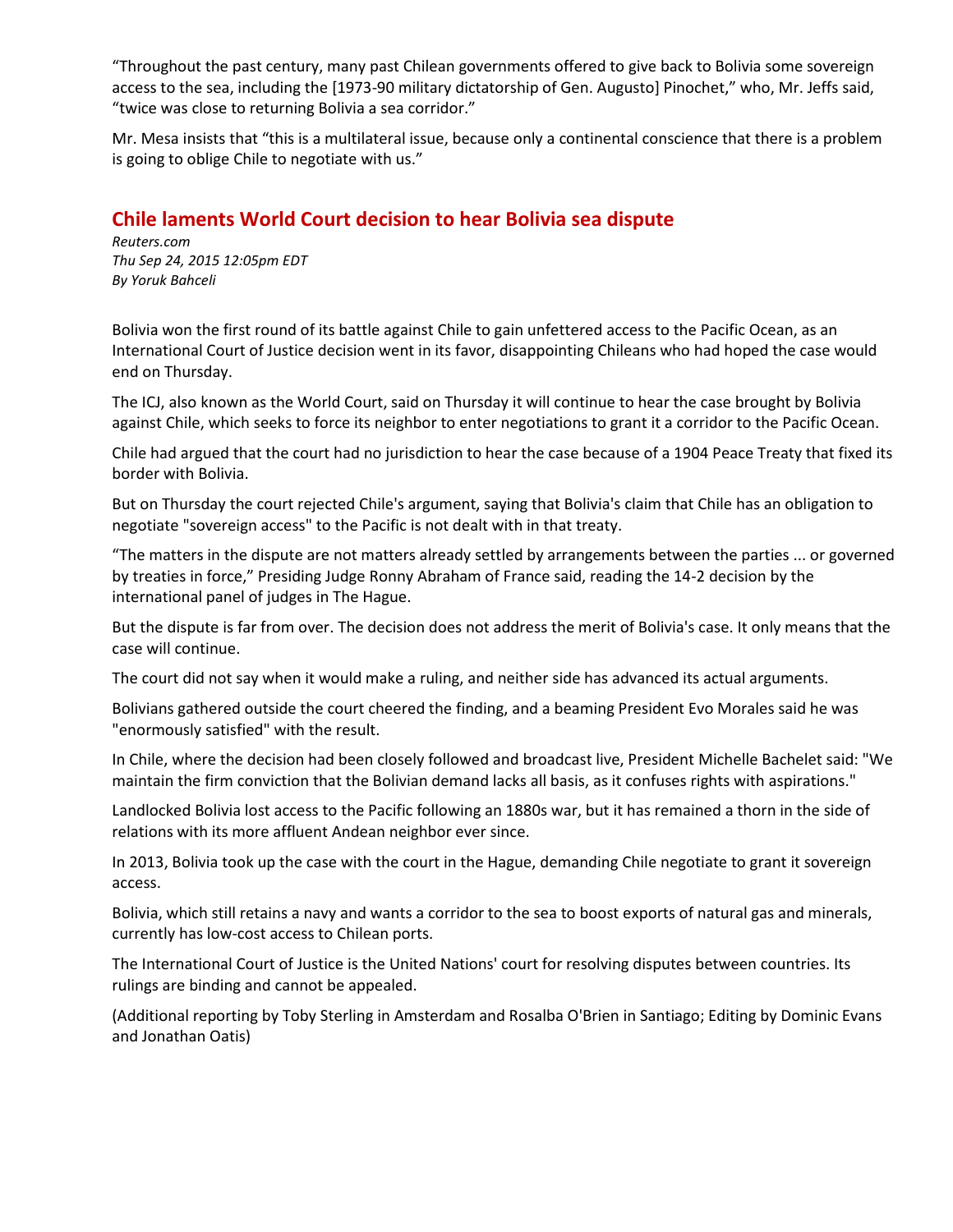"Throughout the past century, many past Chilean governments offered to give back to Bolivia some sovereign access to the sea, including the [1973-90 military dictatorship of Gen. Augusto] Pinochet," who, Mr. Jeffs said, "twice was close to returning Bolivia a sea corridor."

Mr. Mesa insists that "this is a multilateral issue, because only a continental conscience that there is a problem is going to oblige Chile to negotiate with us."

## Chile laments World Court decision to hear Bolivia sea dispute

*Reuters.com*
*Thu Sep 24, 2015 12:05pm EDT*
*By Yoruk Bahceli*

Bolivia won the first round of its battle against Chile to gain unfettered access to the Pacific Ocean, as an International Court of Justice decision went in its favor, disappointing Chileans who had hoped the case would end on Thursday.

The ICJ, also known as the World Court, said on Thursday it will continue to hear the case brought by Bolivia against Chile, which seeks to force its neighbor to enter negotiations to grant it a corridor to the Pacific Ocean.

Chile had argued that the court had no jurisdiction to hear the case because of a 1904 Peace Treaty that fixed its border with Bolivia.

But on Thursday the court rejected Chile's argument, saying that Bolivia's claim that Chile has an obligation to negotiate "sovereign access" to the Pacific is not dealt with in that treaty.

"The matters in the dispute are not matters already settled by arrangements between the parties ... or governed by treaties in force," Presiding Judge Ronny Abraham of France said, reading the 14-2 decision by the international panel of judges in The Hague.

But the dispute is far from over. The decision does not address the merit of Bolivia's case. It only means that the case will continue.

The court did not say when it would make a ruling, and neither side has advanced its actual arguments.

Bolivians gathered outside the court cheered the finding, and a beaming President Evo Morales said he was "enormously satisfied" with the result.

In Chile, where the decision had been closely followed and broadcast live, President Michelle Bachelet said: "We maintain the firm conviction that the Bolivian demand lacks all basis, as it confuses rights with aspirations."

Landlocked Bolivia lost access to the Pacific following an 1880s war, but it has remained a thorn in the side of relations with its more affluent Andean neighbor ever since.

In 2013, Bolivia took up the case with the court in the Hague, demanding Chile negotiate to grant it sovereign access.

Bolivia, which still retains a navy and wants a corridor to the sea to boost exports of natural gas and minerals, currently has low-cost access to Chilean ports.

The International Court of Justice is the United Nations' court for resolving disputes between countries. Its rulings are binding and cannot be appealed.

(Additional reporting by Toby Sterling in Amsterdam and Rosalba O'Brien in Santiago; Editing by Dominic Evans and Jonathan Oatis)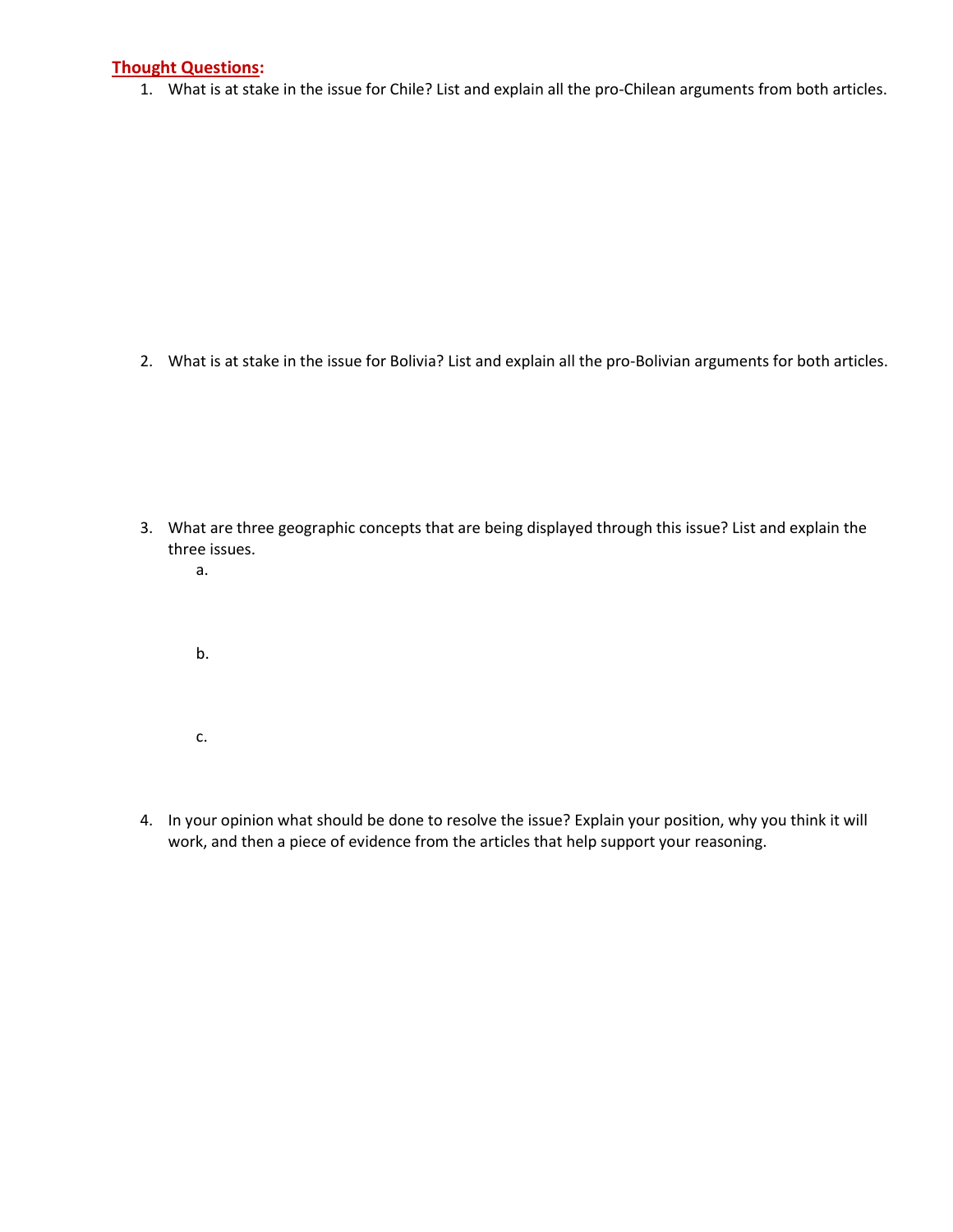## Thought Questions:

1. What is at stake in the issue for Chile? List and explain all the pro-Chilean arguments from both articles.

2. What is at stake in the issue for Bolivia? List and explain all the pro-Bolivian arguments for both articles.

3. What are three geographic concepts that are being displayed through this issue? List and explain the three issues.
   a.
   b.
   c.

4. In your opinion what should be done to resolve the issue? Explain your position, why you think it will work, and then a piece of evidence from the articles that help support your reasoning.